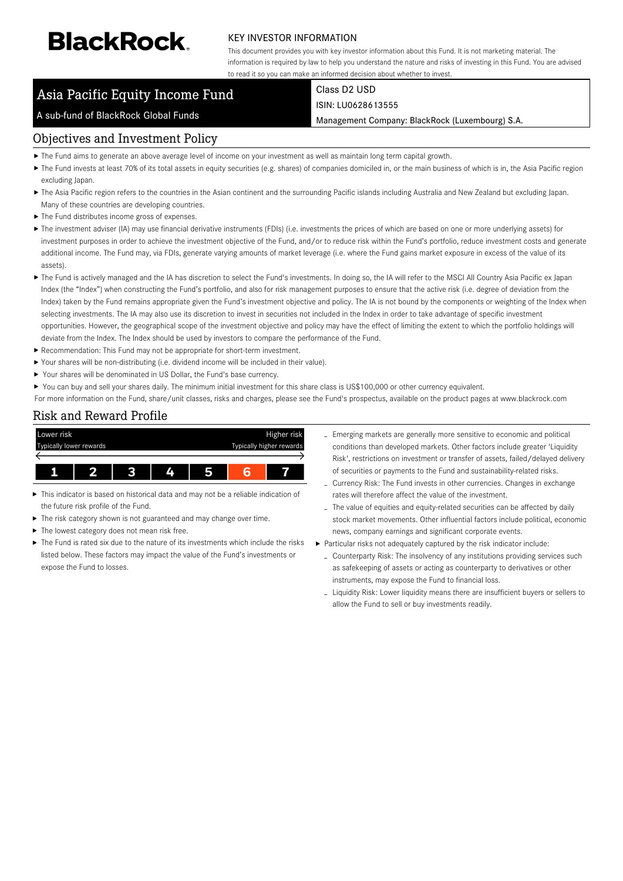BlackRock.

KEY INVESTOR INFORMATION

This document provides you with key investor information about this Fund. It is not marketing material. The information is required by law to help you understand the nature and risks of investing in this Fund. You are advised to read it so you can make an informed decision about whether to invest.

# Asia Pacific Equity Income Fund

A sub-fund of BlackRock Global Funds

Class D2 USD

ISIN: LU0628613555

Management Company: BlackRock (Luxembourg) S.A.

## Objectives and Investment Policy

- The Fund aims to generate an above average level of income on your investment as well as maintain long term capital growth.
- The Fund invests at least 70% of its total assets in equity securities (e.g. shares) of companies domiciled in, or the main business of which is in, the Asia Pacific region excluding Japan.
- The Asia Pacific region refers to the countries in the Asian continent and the surrounding Pacific islands including Australia and New Zealand but excluding Japan. Many of these countries are developing countries.
- The Fund distributes income gross of expenses.
- The investment adviser (IA) may use financial derivative instruments (FDIs) (i.e. investments the prices of which are based on one or more underlying assets) for investment purposes in order to achieve the investment objective of the Fund, and/or to reduce risk within the Fund's portfolio, reduce investment costs and generate additional income. The Fund may, via FDIs, generate varying amounts of market leverage (i.e. where the Fund gains market exposure in excess of the value of its assets).
- The Fund is actively managed and the IA has discretion to select the Fund's investments. In doing so, the IA will refer to the MSCI All Country Asia Pacific ex Japan Index (the "Index") when constructing the Fund's portfolio, and also for risk management purposes to ensure that the active risk (i.e. degree of deviation from the Index) taken by the Fund remains appropriate given the Fund's investment objective and policy. The IA is not bound by the components or weighting of the Index when selecting investments. The IA may also use its discretion to invest in securities not included in the Index in order to take advantage of specific investment opportunities. However, the geographical scope of the investment objective and policy may have the effect of limiting the extent to which the portfolio holdings will deviate from the Index. The Index should be used by investors to compare the performance of the Fund.
- Recommendation: This Fund may not be appropriate for short-term investment.
- Your shares will be non-distributing (i.e. dividend income will be included in their value).
- Your shares will be denominated in US Dollar, the Fund's base currency.
- You can buy and sell your shares daily. The minimum initial investment for this share class is US$100,000 or other currency equivalent.

For more information on the Fund, share/unit classes, risks and charges, please see the Fund's prospectus, available on the product pages at www.blackrock.com

## Risk and Reward Profile

| Lower risk<br>Typically lower rewards | | | | | | Higher risk<br>Typically higher rewards |
|---|---|---|---|---|---|---|
| 1 | 2 | 3 | 4 | 5 | **6** | 7 |

- This indicator is based on historical data and may not be a reliable indication of the future risk profile of the Fund.
- The risk category shown is not guaranteed and may change over time.
- The lowest category does not mean risk free.
- The Fund is rated six due to the nature of its investments which include the risks listed below. These factors may impact the value of the Fund's investments or expose the Fund to losses.
  - Emerging markets are generally more sensitive to economic and political conditions than developed markets. Other factors include greater 'Liquidity Risk', restrictions on investment or transfer of assets, failed/delayed delivery of securities or payments to the Fund and sustainability-related risks.
  - Currency Risk: The Fund invests in other currencies. Changes in exchange rates will therefore affect the value of the investment.
  - The value of equities and equity-related securities can be affected by daily stock market movements. Other influential factors include political, economic news, company earnings and significant corporate events.
- Particular risks not adequately captured by the risk indicator include:
  - Counterparty Risk: The insolvency of any institutions providing services such as safekeeping of assets or acting as counterparty to derivatives or other instruments, may expose the Fund to financial loss.
  - Liquidity Risk: Lower liquidity means there are insufficient buyers or sellers to allow the Fund to sell or buy investments readily.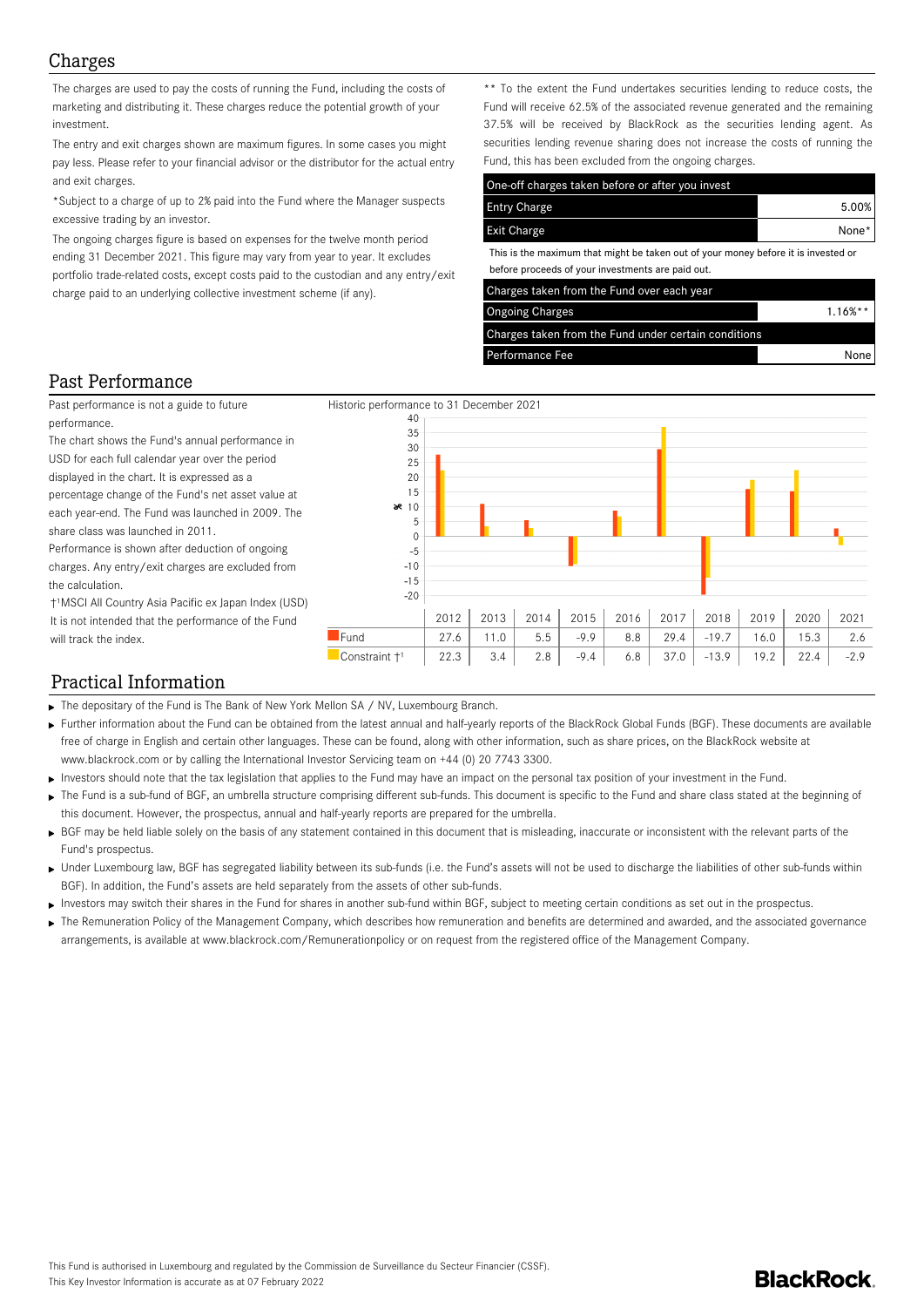## Charges

The charges are used to pay the costs of running the Fund, including the costs of marketing and distributing it. These charges reduce the potential growth of your investment.

The entry and exit charges shown are maximum figures. In some cases you might pay less. Please refer to your financial advisor or the distributor for the actual entry and exit charges.

*Subject to a charge of up to 2% paid into the Fund where the Manager suspects excessive trading by an investor.

The ongoing charges figure is based on expenses for the twelve month period ending 31 December 2021. This figure may vary from year to year. It excludes portfolio trade-related costs, except costs paid to the custodian and any entry/exit charge paid to an underlying collective investment scheme (if any).

** To the extent the Fund undertakes securities lending to reduce costs, the Fund will receive 62.5% of the associated revenue generated and the remaining 37.5% will be received by BlackRock as the securities lending agent. As securities lending revenue sharing does not increase the costs of running the Fund, this has been excluded from the ongoing charges.

| One-off charges taken before or after you invest | |
|---|---|
| Entry Charge | 5.00% |
| Exit Charge | None* |

This is the maximum that might be taken out of your money before it is invested or before proceeds of your investments are paid out.

| Charges taken from the Fund over each year | |
|---|---|
| Ongoing Charges | 1.16%** |
| **Charges taken from the Fund under certain conditions** | |
| Performance Fee | None |

## Past Performance

Past performance is not a guide to future performance.

The chart shows the Fund's annual performance in USD for each full calendar year over the period displayed in the chart. It is expressed as a percentage change of the Fund's net asset value at each year-end. The Fund was launched in 2009. The share class was launched in 2011.

Performance is shown after deduction of ongoing charges. Any entry/exit charges are excluded from the calculation.

†[1]MSCI All Country Asia Pacific ex Japan Index (USD)

It is not intended that the performance of the Fund will track the index.

Historic performance to 31 December 2021

| | 2012 | 2013 | 2014 | 2015 | 2016 | 2017 | 2018 | 2019 | 2020 | 2021 |
|---|---|---|---|---|---|---|---|---|---|---|
| Fund | 27.6 | 11.0 | 5.5 | -9.9 | 8.8 | 29.4 | -19.7 | 16.0 | 15.3 | 2.6 |
| Constraint †[1] | 22.3 | 3.4 | 2.8 | -9.4 | 6.8 | 37.0 | -13.9 | 19.2 | 22.4 | -2.9 |

## Practical Information

- The depositary of the Fund is The Bank of New York Mellon SA / NV, Luxembourg Branch.
- Further information about the Fund can be obtained from the latest annual and half-yearly reports of the BlackRock Global Funds (BGF). These documents are available free of charge in English and certain other languages. These can be found, along with other information, such as share prices, on the BlackRock website at www.blackrock.com or by calling the International Investor Servicing team on +44 (0) 20 7743 3300.
- Investors should note that the tax legislation that applies to the Fund may have an impact on the personal tax position of your investment in the Fund.
- The Fund is a sub-fund of BGF, an umbrella structure comprising different sub-funds. This document is specific to the Fund and share class stated at the beginning of this document. However, the prospectus, annual and half-yearly reports are prepared for the umbrella.
- BGF may be held liable solely on the basis of any statement contained in this document that is misleading, inaccurate or inconsistent with the relevant parts of the Fund's prospectus.
- Under Luxembourg law, BGF has segregated liability between its sub-funds (i.e. the Fund's assets will not be used to discharge the liabilities of other sub-funds within BGF). In addition, the Fund's assets are held separately from the assets of other sub-funds.
- Investors may switch their shares in the Fund for shares in another sub-fund within BGF, subject to meeting certain conditions as set out in the prospectus.
- The Remuneration Policy of the Management Company, which describes how remuneration and benefits are determined and awarded, and the associated governance arrangements, is available at www.blackrock.com/Remunerationpolicy or on request from the registered office of the Management Company.

This Fund is authorised in Luxembourg and regulated by the Commission de Surveillance du Secteur Financier (CSSF).
This Key Investor Information is accurate as at 07 February 2022

BlackRock.